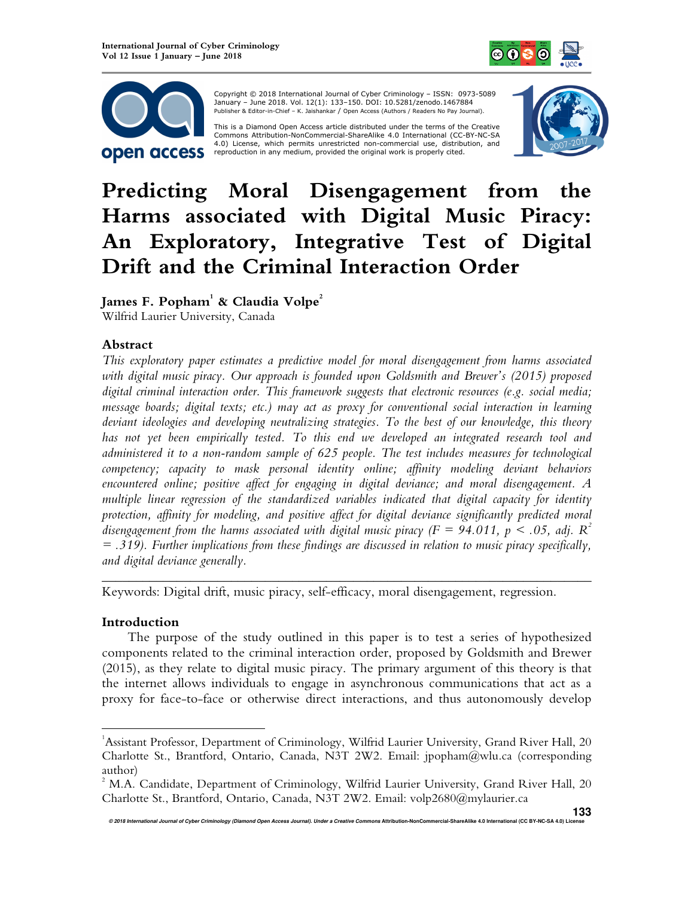Copyright © 2018 International Journal of Cyber Criminology – ISSN: 0973-5089 January – June 2018. Vol. 12(1): 133–150. DOI: 10.5281/zenodo.1467884
Publisher & Editor-in-Chief – K. Jaishankar / Open Access (Authors / Readers No Pay Journal).

This is a Diamond Open Access article distributed under the terms of the Creative Commons Attribution-NonCommercial-ShareAlike 4.0 International (CC-BY-NC-SA 4.0) License, which permits unrestricted non-commercial use, distribution, and reproduction in any medium, provided the original work is properly cited.

# Predicting Moral Disengagement from the Harms associated with Digital Music Piracy: An Exploratory, Integrative Test of Digital Drift and the Criminal Interaction Order

**James F. Popham[1] & Claudia Volpe[2]**
Wilfrid Laurier University, Canada

## Abstract

*This exploratory paper estimates a predictive model for moral disengagement from harms associated with digital music piracy. Our approach is founded upon Goldsmith and Brewer's (2015) proposed digital criminal interaction order. This framework suggests that electronic resources (e.g. social media; message boards; digital texts; etc.) may act as proxy for conventional social interaction in learning deviant ideologies and developing neutralizing strategies. To the best of our knowledge, this theory has not yet been empirically tested. To this end we developed an integrated research tool and administered it to a non-random sample of 625 people. The test includes measures for technological competency; capacity to mask personal identity online; affinity modeling deviant behaviors encountered online; positive affect for engaging in digital deviance; and moral disengagement. A multiple linear regression of the standardized variables indicated that digital capacity for identity protection, affinity for modeling, and positive affect for digital deviance significantly predicted moral disengagement from the harms associated with digital music piracy ($F = 94.011$, $p < .05$, adj. $R^2 = .319$). Further implications from these findings are discussed in relation to music piracy specifically, and digital deviance generally.*

---

Keywords: Digital drift, music piracy, self-efficacy, moral disengagement, regression.

## Introduction

The purpose of the study outlined in this paper is to test a series of hypothesized components related to the criminal interaction order, proposed by Goldsmith and Brewer (2015), as they relate to digital music piracy. The primary argument of this theory is that the internet allows individuals to engage in asynchronous communications that act as a proxy for face-to-face or otherwise direct interactions, and thus autonomously develop

---

[1] Assistant Professor, Department of Criminology, Wilfrid Laurier University, Grand River Hall, 20 Charlotte St., Brantford, Ontario, Canada, N3T 2W2. Email: jpopham@wlu.ca (corresponding author)

[2] M.A. Candidate, Department of Criminology, Wilfrid Laurier University, Grand River Hall, 20 Charlotte St., Brantford, Ontario, Canada, N3T 2W2. Email: volp2680@mylaurier.ca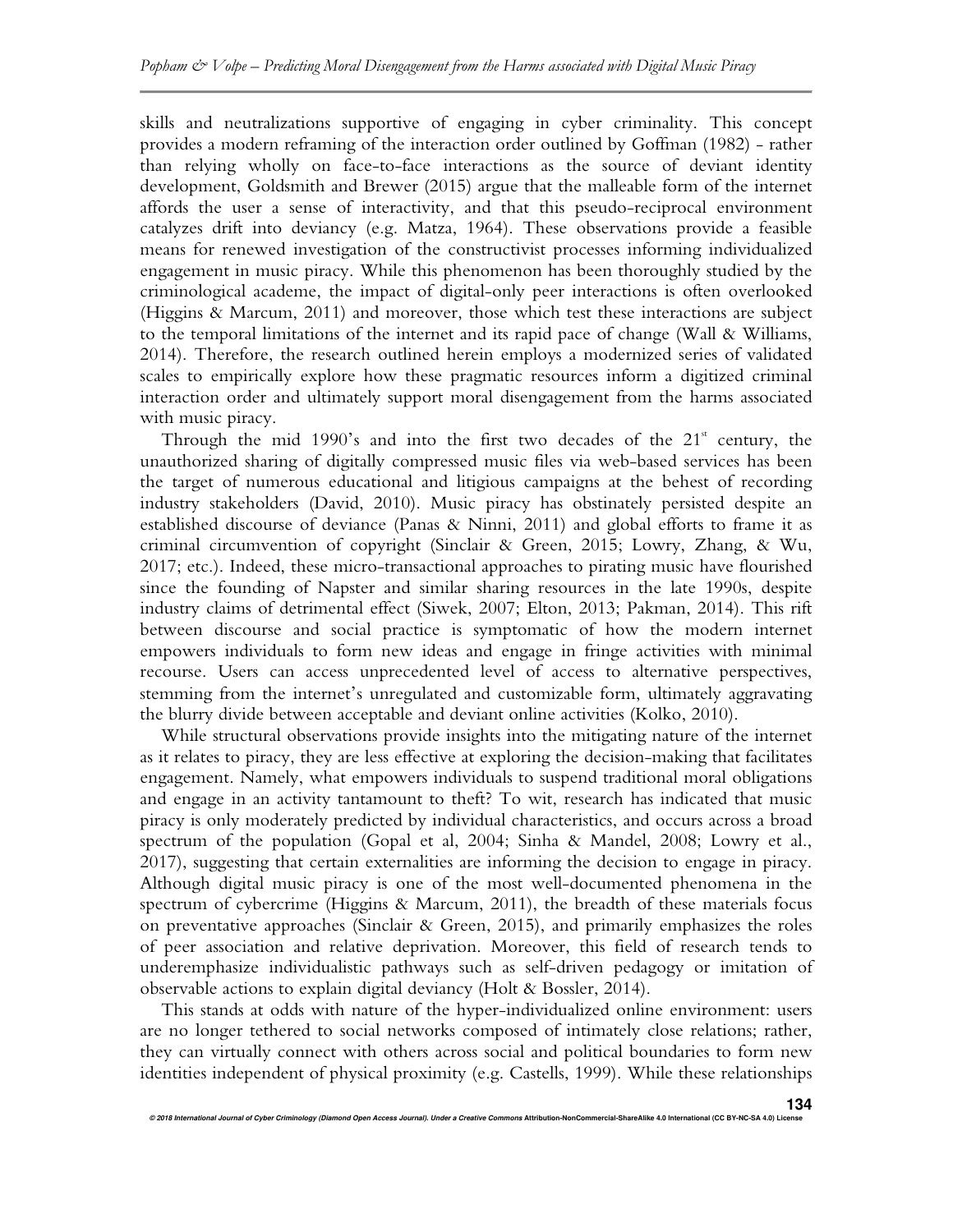skills and neutralizations supportive of engaging in cyber criminality. This concept provides a modern reframing of the interaction order outlined by Goffman (1982) - rather than relying wholly on face-to-face interactions as the source of deviant identity development, Goldsmith and Brewer (2015) argue that the malleable form of the internet affords the user a sense of interactivity, and that this pseudo-reciprocal environment catalyzes drift into deviancy (e.g. Matza, 1964). These observations provide a feasible means for renewed investigation of the constructivist processes informing individualized engagement in music piracy. While this phenomenon has been thoroughly studied by the criminological academe, the impact of digital-only peer interactions is often overlooked (Higgins & Marcum, 2011) and moreover, those which test these interactions are subject to the temporal limitations of the internet and its rapid pace of change (Wall & Williams, 2014). Therefore, the research outlined herein employs a modernized series of validated scales to empirically explore how these pragmatic resources inform a digitized criminal interaction order and ultimately support moral disengagement from the harms associated with music piracy.

Through the mid 1990's and into the first two decades of the 21st century, the unauthorized sharing of digitally compressed music files via web-based services has been the target of numerous educational and litigious campaigns at the behest of recording industry stakeholders (David, 2010). Music piracy has obstinately persisted despite an established discourse of deviance (Panas & Ninni, 2011) and global efforts to frame it as criminal circumvention of copyright (Sinclair & Green, 2015; Lowry, Zhang, & Wu, 2017; etc.). Indeed, these micro-transactional approaches to pirating music have flourished since the founding of Napster and similar sharing resources in the late 1990s, despite industry claims of detrimental effect (Siwek, 2007; Elton, 2013; Pakman, 2014). This rift between discourse and social practice is symptomatic of how the modern internet empowers individuals to form new ideas and engage in fringe activities with minimal recourse. Users can access unprecedented level of access to alternative perspectives, stemming from the internet's unregulated and customizable form, ultimately aggravating the blurry divide between acceptable and deviant online activities (Kolko, 2010).

While structural observations provide insights into the mitigating nature of the internet as it relates to piracy, they are less effective at exploring the decision-making that facilitates engagement. Namely, what empowers individuals to suspend traditional moral obligations and engage in an activity tantamount to theft? To wit, research has indicated that music piracy is only moderately predicted by individual characteristics, and occurs across a broad spectrum of the population (Gopal et al, 2004; Sinha & Mandel, 2008; Lowry et al., 2017), suggesting that certain externalities are informing the decision to engage in piracy. Although digital music piracy is one of the most well-documented phenomena in the spectrum of cybercrime (Higgins & Marcum, 2011), the breadth of these materials focus on preventative approaches (Sinclair & Green, 2015), and primarily emphasizes the roles of peer association and relative deprivation. Moreover, this field of research tends to underemphasize individualistic pathways such as self-driven pedagogy or imitation of observable actions to explain digital deviancy (Holt & Bossler, 2014).

This stands at odds with nature of the hyper-individualized online environment: users are no longer tethered to social networks composed of intimately close relations; rather, they can virtually connect with others across social and political boundaries to form new identities independent of physical proximity (e.g. Castells, 1999). While these relationships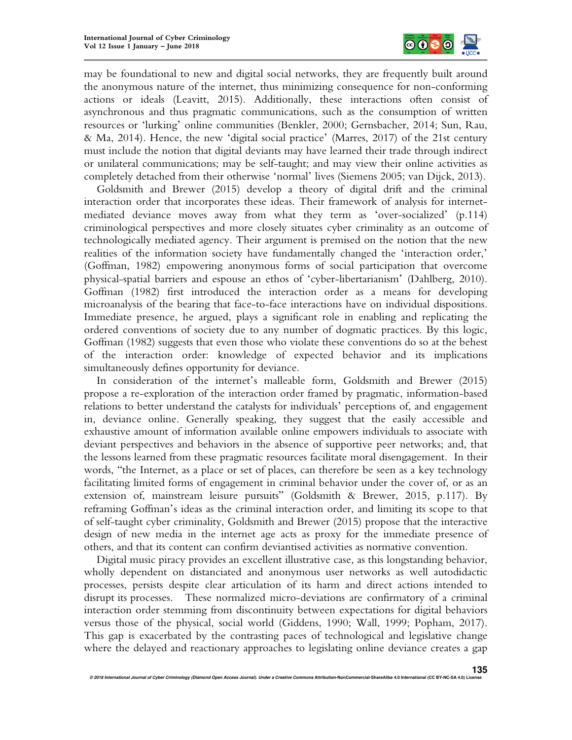may be foundational to new and digital social networks, they are frequently built around the anonymous nature of the internet, thus minimizing consequence for non-conforming actions or ideals (Leavitt, 2015). Additionally, these interactions often consist of asynchronous and thus pragmatic communications, such as the consumption of written resources or 'lurking' online communities (Benkler, 2000; Gernsbacher, 2014; Sun, Rau, & Ma, 2014). Hence, the new 'digital social practice' (Marres, 2017) of the 21st century must include the notion that digital deviants may have learned their trade through indirect or unilateral communications; may be self-taught; and may view their online activities as completely detached from their otherwise 'normal' lives (Siemens 2005; van Dijck, 2013).

Goldsmith and Brewer (2015) develop a theory of digital drift and the criminal interaction order that incorporates these ideas. Their framework of analysis for internet-mediated deviance moves away from what they term as 'over-socialized' (p.114) criminological perspectives and more closely situates cyber criminality as an outcome of technologically mediated agency. Their argument is premised on the notion that the new realities of the information society have fundamentally changed the 'interaction order,' (Goffman, 1982) empowering anonymous forms of social participation that overcome physical-spatial barriers and espouse an ethos of 'cyber-libertarianism' (Dahlberg, 2010). Goffman (1982) first introduced the interaction order as a means for developing microanalysis of the bearing that face-to-face interactions have on individual dispositions. Immediate presence, he argued, plays a significant role in enabling and replicating the ordered conventions of society due to any number of dogmatic practices. By this logic, Goffman (1982) suggests that even those who violate these conventions do so at the behest of the interaction order: knowledge of expected behavior and its implications simultaneously defines opportunity for deviance.

In consideration of the internet's malleable form, Goldsmith and Brewer (2015) propose a re-exploration of the interaction order framed by pragmatic, information-based relations to better understand the catalysts for individuals' perceptions of, and engagement in, deviance online. Generally speaking, they suggest that the easily accessible and exhaustive amount of information available online empowers individuals to associate with deviant perspectives and behaviors in the absence of supportive peer networks; and, that the lessons learned from these pragmatic resources facilitate moral disengagement. In their words, "the Internet, as a place or set of places, can therefore be seen as a key technology facilitating limited forms of engagement in criminal behavior under the cover of, or as an extension of, mainstream leisure pursuits" (Goldsmith & Brewer, 2015, p.117). By reframing Goffman's ideas as the criminal interaction order, and limiting its scope to that of self-taught cyber criminality, Goldsmith and Brewer (2015) propose that the interactive design of new media in the internet age acts as proxy for the immediate presence of others, and that its content can confirm deviantised activities as normative convention.

Digital music piracy provides an excellent illustrative case, as this longstanding behavior, wholly dependent on distanciated and anonymous user networks as well autodidactic processes, persists despite clear articulation of its harm and direct actions intended to disrupt its processes. These normalized micro-deviations are confirmatory of a criminal interaction order stemming from discontinuity between expectations for digital behaviors versus those of the physical, social world (Giddens, 1990; Wall, 1999; Popham, 2017). This gap is exacerbated by the contrasting paces of technological and legislative change where the delayed and reactionary approaches to legislating online deviance creates a gap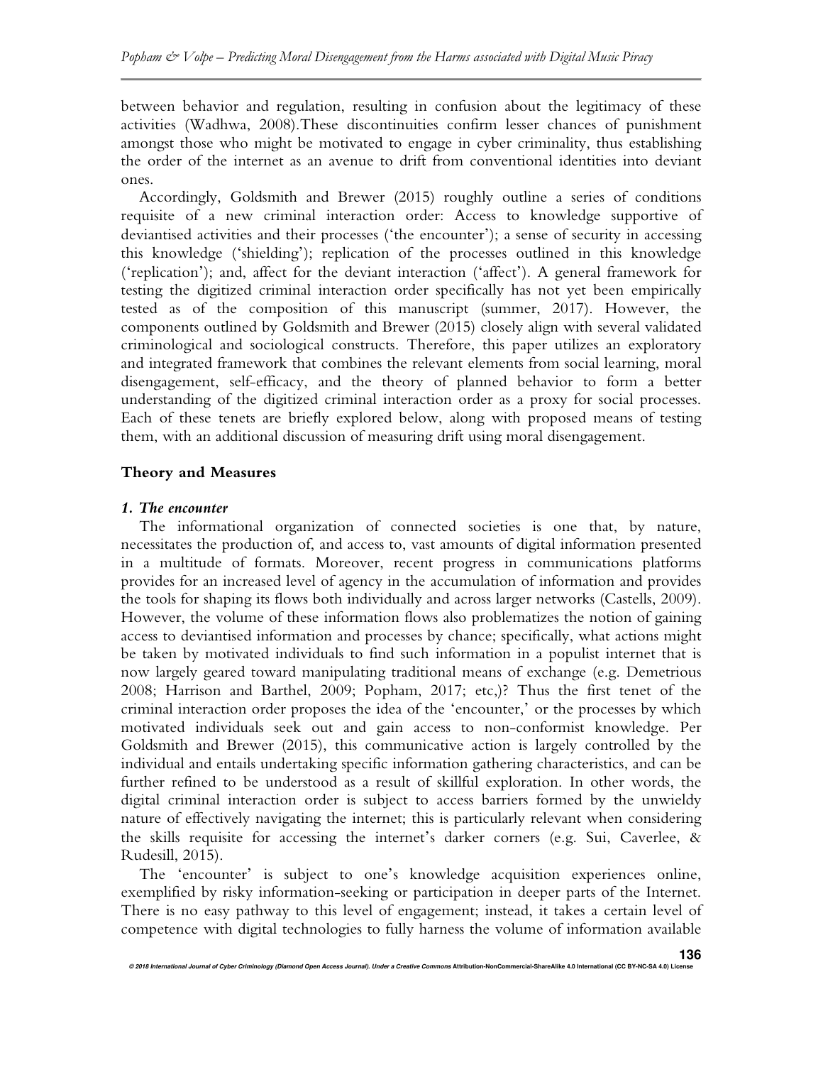between behavior and regulation, resulting in confusion about the legitimacy of these activities (Wadhwa, 2008).These discontinuities confirm lesser chances of punishment amongst those who might be motivated to engage in cyber criminality, thus establishing the order of the internet as an avenue to drift from conventional identities into deviant ones.

Accordingly, Goldsmith and Brewer (2015) roughly outline a series of conditions requisite of a new criminal interaction order: Access to knowledge supportive of deviantised activities and their processes ('the encounter'); a sense of security in accessing this knowledge ('shielding'); replication of the processes outlined in this knowledge ('replication'); and, affect for the deviant interaction ('affect'). A general framework for testing the digitized criminal interaction order specifically has not yet been empirically tested as of the composition of this manuscript (summer, 2017). However, the components outlined by Goldsmith and Brewer (2015) closely align with several validated criminological and sociological constructs. Therefore, this paper utilizes an exploratory and integrated framework that combines the relevant elements from social learning, moral disengagement, self-efficacy, and the theory of planned behavior to form a better understanding of the digitized criminal interaction order as a proxy for social processes. Each of these tenets are briefly explored below, along with proposed means of testing them, with an additional discussion of measuring drift using moral disengagement.

## Theory and Measures

### *1. The encounter*

The informational organization of connected societies is one that, by nature, necessitates the production of, and access to, vast amounts of digital information presented in a multitude of formats. Moreover, recent progress in communications platforms provides for an increased level of agency in the accumulation of information and provides the tools for shaping its flows both individually and across larger networks (Castells, 2009). However, the volume of these information flows also problematizes the notion of gaining access to deviantised information and processes by chance; specifically, what actions might be taken by motivated individuals to find such information in a populist internet that is now largely geared toward manipulating traditional means of exchange (e.g. Demetrious 2008; Harrison and Barthel, 2009; Popham, 2017; etc,)? Thus the first tenet of the criminal interaction order proposes the idea of the 'encounter,' or the processes by which motivated individuals seek out and gain access to non-conformist knowledge. Per Goldsmith and Brewer (2015), this communicative action is largely controlled by the individual and entails undertaking specific information gathering characteristics, and can be further refined to be understood as a result of skillful exploration. In other words, the digital criminal interaction order is subject to access barriers formed by the unwieldy nature of effectively navigating the internet; this is particularly relevant when considering the skills requisite for accessing the internet's darker corners (e.g. Sui, Caverlee, & Rudesill, 2015).

The 'encounter' is subject to one's knowledge acquisition experiences online, exemplified by risky information-seeking or participation in deeper parts of the Internet. There is no easy pathway to this level of engagement; instead, it takes a certain level of competence with digital technologies to fully harness the volume of information available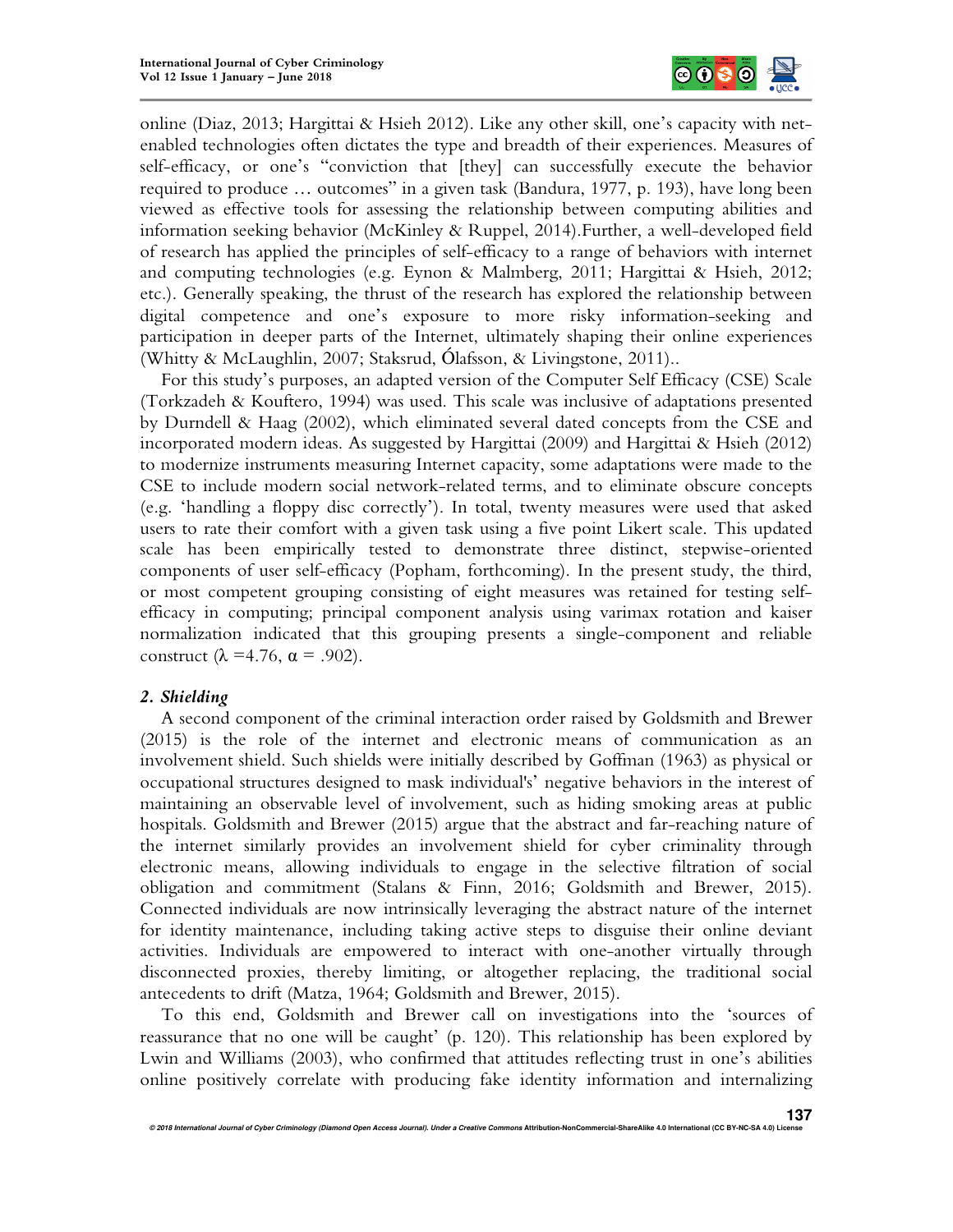online (Diaz, 2013; Hargittai & Hsieh 2012). Like any other skill, one's capacity with net-enabled technologies often dictates the type and breadth of their experiences. Measures of self-efficacy, or one's "conviction that [they] can successfully execute the behavior required to produce … outcomes" in a given task (Bandura, 1977, p. 193), have long been viewed as effective tools for assessing the relationship between computing abilities and information seeking behavior (McKinley & Ruppel, 2014).Further, a well-developed field of research has applied the principles of self-efficacy to a range of behaviors with internet and computing technologies (e.g. Eynon & Malmberg, 2011; Hargittai & Hsieh, 2012; etc.). Generally speaking, the thrust of the research has explored the relationship between digital competence and one's exposure to more risky information-seeking and participation in deeper parts of the Internet, ultimately shaping their online experiences (Whitty & McLaughlin, 2007; Staksrud, Ólafsson, & Livingstone, 2011)..

For this study's purposes, an adapted version of the Computer Self Efficacy (CSE) Scale (Torkzadeh & Kouftero, 1994) was used. This scale was inclusive of adaptations presented by Durndell & Haag (2002), which eliminated several dated concepts from the CSE and incorporated modern ideas. As suggested by Hargittai (2009) and Hargittai & Hsieh (2012) to modernize instruments measuring Internet capacity, some adaptations were made to the CSE to include modern social network-related terms, and to eliminate obscure concepts (e.g. 'handling a floppy disc correctly'). In total, twenty measures were used that asked users to rate their comfort with a given task using a five point Likert scale. This updated scale has been empirically tested to demonstrate three distinct, stepwise-oriented components of user self-efficacy (Popham, forthcoming). In the present study, the third, or most competent grouping consisting of eight measures was retained for testing self-efficacy in computing; principal component analysis using varimax rotation and kaiser normalization indicated that this grouping presents a single-component and reliable construct ($\lambda$ =4.76, $\alpha$ = .902).

### *2. Shielding*

A second component of the criminal interaction order raised by Goldsmith and Brewer (2015) is the role of the internet and electronic means of communication as an involvement shield. Such shields were initially described by Goffman (1963) as physical or occupational structures designed to mask individual's' negative behaviors in the interest of maintaining an observable level of involvement, such as hiding smoking areas at public hospitals. Goldsmith and Brewer (2015) argue that the abstract and far-reaching nature of the internet similarly provides an involvement shield for cyber criminality through electronic means, allowing individuals to engage in the selective filtration of social obligation and commitment (Stalans & Finn, 2016; Goldsmith and Brewer, 2015). Connected individuals are now intrinsically leveraging the abstract nature of the internet for identity maintenance, including taking active steps to disguise their online deviant activities. Individuals are empowered to interact with one-another virtually through disconnected proxies, thereby limiting, or altogether replacing, the traditional social antecedents to drift (Matza, 1964; Goldsmith and Brewer, 2015).

To this end, Goldsmith and Brewer call on investigations into the 'sources of reassurance that no one will be caught' (p. 120). This relationship has been explored by Lwin and Williams (2003), who confirmed that attitudes reflecting trust in one's abilities online positively correlate with producing fake identity information and internalizing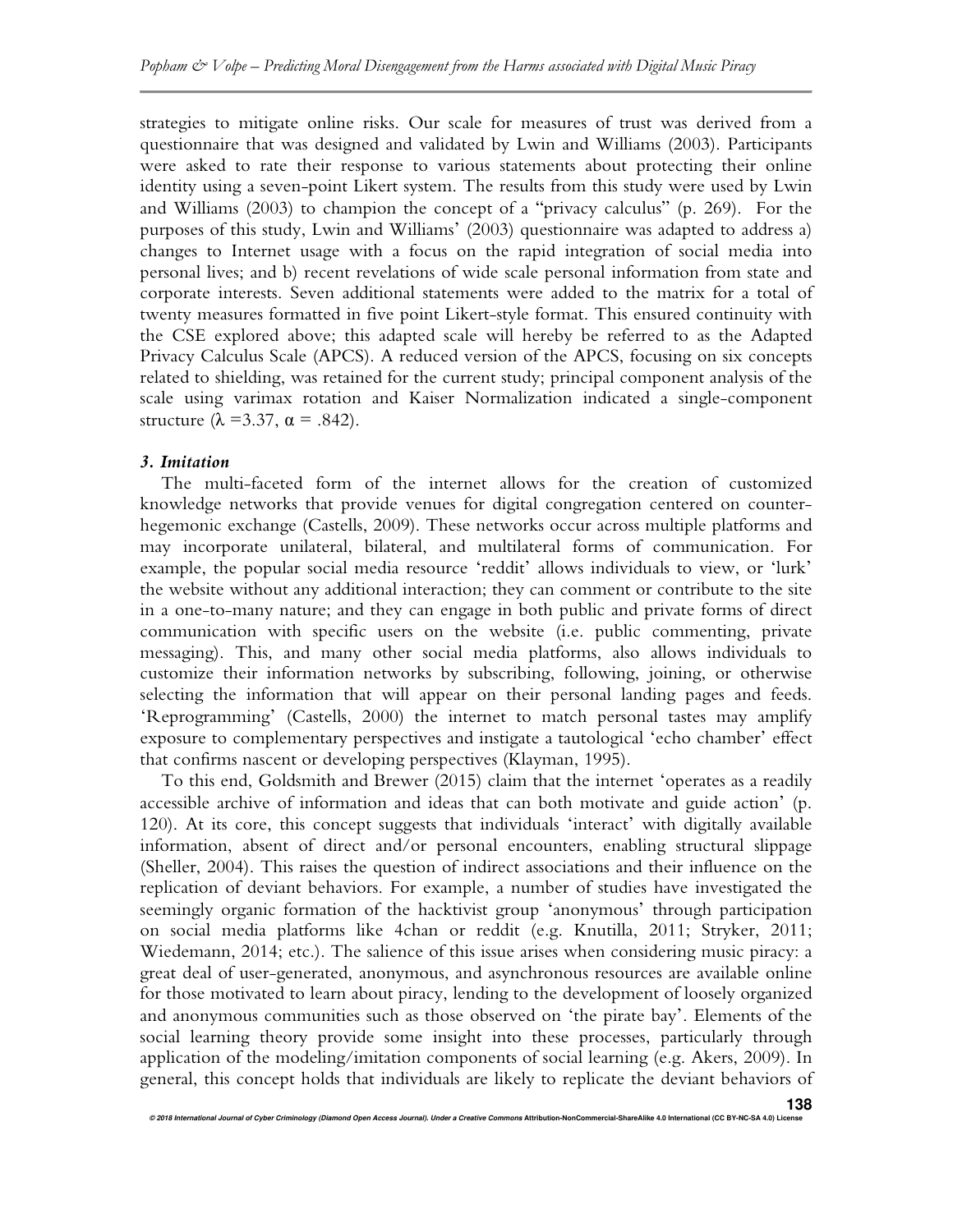strategies to mitigate online risks. Our scale for measures of trust was derived from a questionnaire that was designed and validated by Lwin and Williams (2003). Participants were asked to rate their response to various statements about protecting their online identity using a seven-point Likert system. The results from this study were used by Lwin and Williams (2003) to champion the concept of a "privacy calculus" (p. 269). For the purposes of this study, Lwin and Williams' (2003) questionnaire was adapted to address a) changes to Internet usage with a focus on the rapid integration of social media into personal lives; and b) recent revelations of wide scale personal information from state and corporate interests. Seven additional statements were added to the matrix for a total of twenty measures formatted in five point Likert-style format. This ensured continuity with the CSE explored above; this adapted scale will hereby be referred to as the Adapted Privacy Calculus Scale (APCS). A reduced version of the APCS, focusing on six concepts related to shielding, was retained for the current study; principal component analysis of the scale using varimax rotation and Kaiser Normalization indicated a single-component structure ($\lambda$ =3.37, $\alpha$ = .842).

### *3. Imitation*

The multi-faceted form of the internet allows for the creation of customized knowledge networks that provide venues for digital congregation centered on counter-hegemonic exchange (Castells, 2009). These networks occur across multiple platforms and may incorporate unilateral, bilateral, and multilateral forms of communication. For example, the popular social media resource 'reddit' allows individuals to view, or 'lurk' the website without any additional interaction; they can comment or contribute to the site in a one-to-many nature; and they can engage in both public and private forms of direct communication with specific users on the website (i.e. public commenting, private messaging). This, and many other social media platforms, also allows individuals to customize their information networks by subscribing, following, joining, or otherwise selecting the information that will appear on their personal landing pages and feeds. 'Reprogramming' (Castells, 2000) the internet to match personal tastes may amplify exposure to complementary perspectives and instigate a tautological 'echo chamber' effect that confirms nascent or developing perspectives (Klayman, 1995).

To this end, Goldsmith and Brewer (2015) claim that the internet 'operates as a readily accessible archive of information and ideas that can both motivate and guide action' (p. 120). At its core, this concept suggests that individuals 'interact' with digitally available information, absent of direct and/or personal encounters, enabling structural slippage (Sheller, 2004). This raises the question of indirect associations and their influence on the replication of deviant behaviors. For example, a number of studies have investigated the seemingly organic formation of the hacktivist group 'anonymous' through participation on social media platforms like 4chan or reddit (e.g. Knutilla, 2011; Stryker, 2011; Wiedemann, 2014; etc.). The salience of this issue arises when considering music piracy: a great deal of user-generated, anonymous, and asynchronous resources are available online for those motivated to learn about piracy, lending to the development of loosely organized and anonymous communities such as those observed on 'the pirate bay'. Elements of the social learning theory provide some insight into these processes, particularly through application of the modeling/imitation components of social learning (e.g. Akers, 2009). In general, this concept holds that individuals are likely to replicate the deviant behaviors of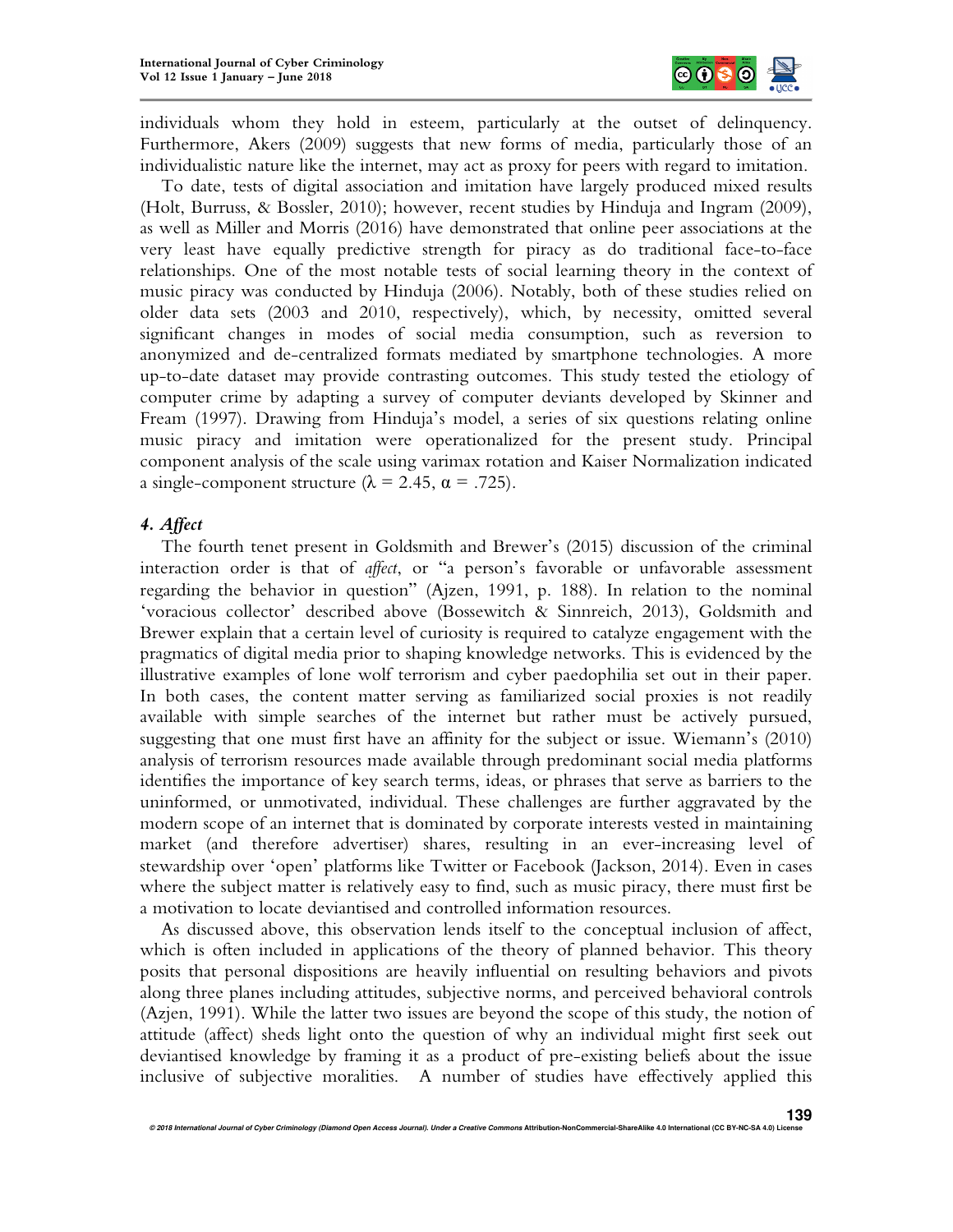individuals whom they hold in esteem, particularly at the outset of delinquency. Furthermore, Akers (2009) suggests that new forms of media, particularly those of an individualistic nature like the internet, may act as proxy for peers with regard to imitation.

To date, tests of digital association and imitation have largely produced mixed results (Holt, Burruss, & Bossler, 2010); however, recent studies by Hinduja and Ingram (2009), as well as Miller and Morris (2016) have demonstrated that online peer associations at the very least have equally predictive strength for piracy as do traditional face-to-face relationships. One of the most notable tests of social learning theory in the context of music piracy was conducted by Hinduja (2006). Notably, both of these studies relied on older data sets (2003 and 2010, respectively), which, by necessity, omitted several significant changes in modes of social media consumption, such as reversion to anonymized and de-centralized formats mediated by smartphone technologies. A more up-to-date dataset may provide contrasting outcomes. This study tested the etiology of computer crime by adapting a survey of computer deviants developed by Skinner and Fream (1997). Drawing from Hinduja's model, a series of six questions relating online music piracy and imitation were operationalized for the present study. Principal component analysis of the scale using varimax rotation and Kaiser Normalization indicated a single-component structure ($\lambda = 2.45$, $\alpha = .725$).

### *4. Affect*

The fourth tenet present in Goldsmith and Brewer's (2015) discussion of the criminal interaction order is that of *affect*, or "a person's favorable or unfavorable assessment regarding the behavior in question" (Ajzen, 1991, p. 188). In relation to the nominal 'voracious collector' described above (Bossewitch & Sinnreich, 2013), Goldsmith and Brewer explain that a certain level of curiosity is required to catalyze engagement with the pragmatics of digital media prior to shaping knowledge networks. This is evidenced by the illustrative examples of lone wolf terrorism and cyber paedophilia set out in their paper. In both cases, the content matter serving as familiarized social proxies is not readily available with simple searches of the internet but rather must be actively pursued, suggesting that one must first have an affinity for the subject or issue. Wiemann's (2010) analysis of terrorism resources made available through predominant social media platforms identifies the importance of key search terms, ideas, or phrases that serve as barriers to the uninformed, or unmotivated, individual. These challenges are further aggravated by the modern scope of an internet that is dominated by corporate interests vested in maintaining market (and therefore advertiser) shares, resulting in an ever-increasing level of stewardship over 'open' platforms like Twitter or Facebook (Jackson, 2014). Even in cases where the subject matter is relatively easy to find, such as music piracy, there must first be a motivation to locate deviantised and controlled information resources.

As discussed above, this observation lends itself to the conceptual inclusion of affect, which is often included in applications of the theory of planned behavior. This theory posits that personal dispositions are heavily influential on resulting behaviors and pivots along three planes including attitudes, subjective norms, and perceived behavioral controls (Azjen, 1991). While the latter two issues are beyond the scope of this study, the notion of attitude (affect) sheds light onto the question of why an individual might first seek out deviantised knowledge by framing it as a product of pre-existing beliefs about the issue inclusive of subjective moralities. A number of studies have effectively applied this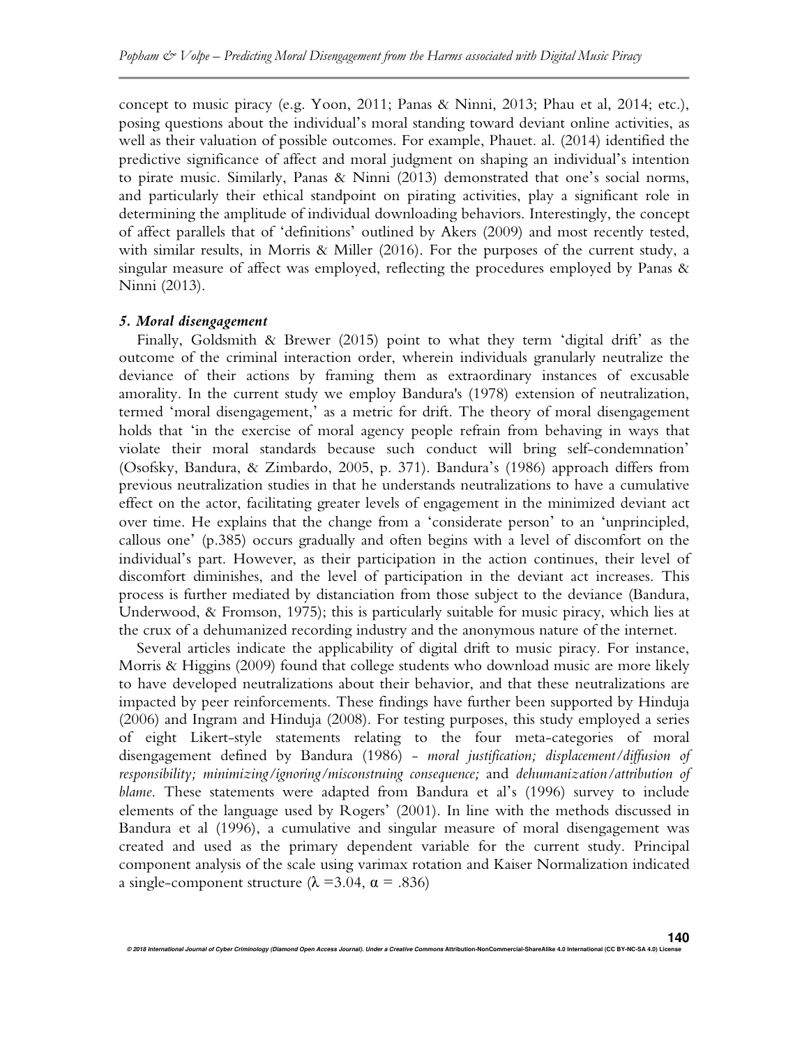concept to music piracy (e.g. Yoon, 2011; Panas & Ninni, 2013; Phau et al, 2014; etc.), posing questions about the individual's moral standing toward deviant online activities, as well as their valuation of possible outcomes. For example, Phauet. al. (2014) identified the predictive significance of affect and moral judgment on shaping an individual's intention to pirate music. Similarly, Panas & Ninni (2013) demonstrated that one's social norms, and particularly their ethical standpoint on pirating activities, play a significant role in determining the amplitude of individual downloading behaviors. Interestingly, the concept of affect parallels that of 'definitions' outlined by Akers (2009) and most recently tested, with similar results, in Morris & Miller (2016). For the purposes of the current study, a singular measure of affect was employed, reflecting the procedures employed by Panas & Ninni (2013).

### *5. Moral disengagement*

Finally, Goldsmith & Brewer (2015) point to what they term 'digital drift' as the outcome of the criminal interaction order, wherein individuals granularly neutralize the deviance of their actions by framing them as extraordinary instances of excusable amorality. In the current study we employ Bandura's (1978) extension of neutralization, termed 'moral disengagement,' as a metric for drift. The theory of moral disengagement holds that 'in the exercise of moral agency people refrain from behaving in ways that violate their moral standards because such conduct will bring self-condemnation' (Osofsky, Bandura, & Zimbardo, 2005, p. 371). Bandura's (1986) approach differs from previous neutralization studies in that he understands neutralizations to have a cumulative effect on the actor, facilitating greater levels of engagement in the minimized deviant act over time. He explains that the change from a 'considerate person' to an 'unprincipled, callous one' (p.385) occurs gradually and often begins with a level of discomfort on the individual's part. However, as their participation in the action continues, their level of discomfort diminishes, and the level of participation in the deviant act increases. This process is further mediated by distanciation from those subject to the deviance (Bandura, Underwood, & Fromson, 1975); this is particularly suitable for music piracy, which lies at the crux of a dehumanized recording industry and the anonymous nature of the internet.

Several articles indicate the applicability of digital drift to music piracy. For instance, Morris & Higgins (2009) found that college students who download music are more likely to have developed neutralizations about their behavior, and that these neutralizations are impacted by peer reinforcements. These findings have further been supported by Hinduja (2006) and Ingram and Hinduja (2008). For testing purposes, this study employed a series of eight Likert-style statements relating to the four meta-categories of moral disengagement defined by Bandura (1986) - *moral justification; displacement/diffusion of responsibility; minimizing/ignoring/misconstruing consequence;* and *dehumanization/attribution of blame*. These statements were adapted from Bandura et al's (1996) survey to include elements of the language used by Rogers' (2001). In line with the methods discussed in Bandura et al (1996), a cumulative and singular measure of moral disengagement was created and used as the primary dependent variable for the current study. Principal component analysis of the scale using varimax rotation and Kaiser Normalization indicated a single-component structure ($\lambda$ =3.04, $\alpha$ = .836)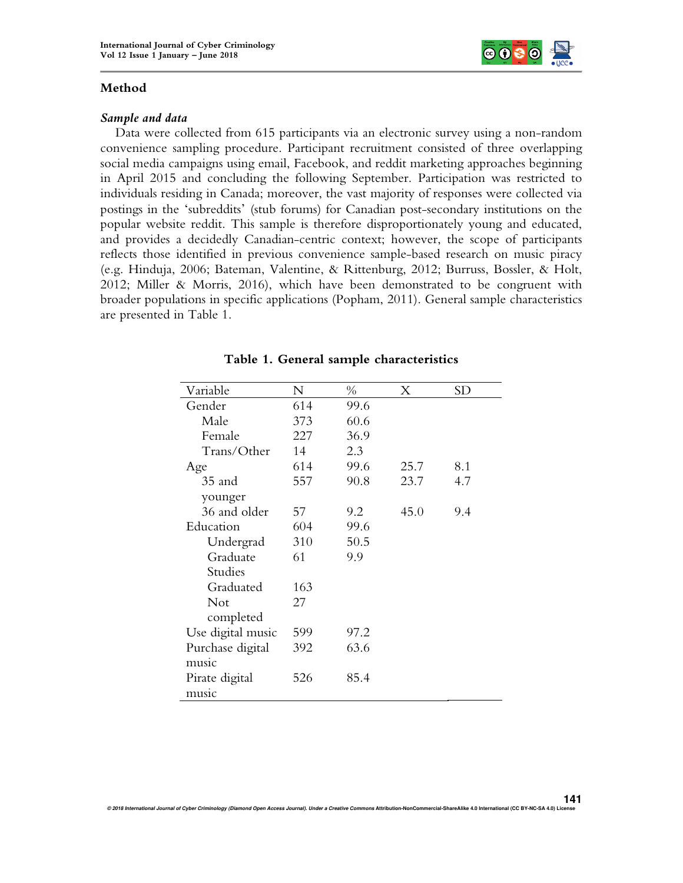## Method

### *Sample and data*

Data were collected from 615 participants via an electronic survey using a non-random convenience sampling procedure. Participant recruitment consisted of three overlapping social media campaigns using email, Facebook, and reddit marketing approaches beginning in April 2015 and concluding the following September. Participation was restricted to individuals residing in Canada; moreover, the vast majority of responses were collected via postings in the 'subreddits' (stub forums) for Canadian post-secondary institutions on the popular website reddit. This sample is therefore disproportionately young and educated, and provides a decidedly Canadian-centric context; however, the scope of participants reflects those identified in previous convenience sample-based research on music piracy (e.g. Hinduja, 2006; Bateman, Valentine, & Rittenburg, 2012; Burruss, Bossler, & Holt, 2012; Miller & Morris, 2016), which have been demonstrated to be congruent with broader populations in specific applications (Popham, 2011). General sample characteristics are presented in Table 1.

**Table 1. General sample characteristics**

| Variable | N | % | X | SD |
|---|---|---|---|---|
| Gender | 614 | 99.6 | | |
| Male | 373 | 60.6 | | |
| Female | 227 | 36.9 | | |
| Trans/Other | 14 | 2.3 | | |
| Age | 614 | 99.6 | 25.7 | 8.1 |
| 35 and younger | 557 | 90.8 | 23.7 | 4.7 |
| 36 and older | 57 | 9.2 | 45.0 | 9.4 |
| Education | 604 | 99.6 | | |
| Undergrad | 310 | 50.5 | | |
| Graduate Studies | 61 | 9.9 | | |
| Graduated | 163 | | | |
| Not completed | 27 | | | |
| Use digital music | 599 | 97.2 | | |
| Purchase digital music | 392 | 63.6 | | |
| Pirate digital music | 526 | 85.4 | | |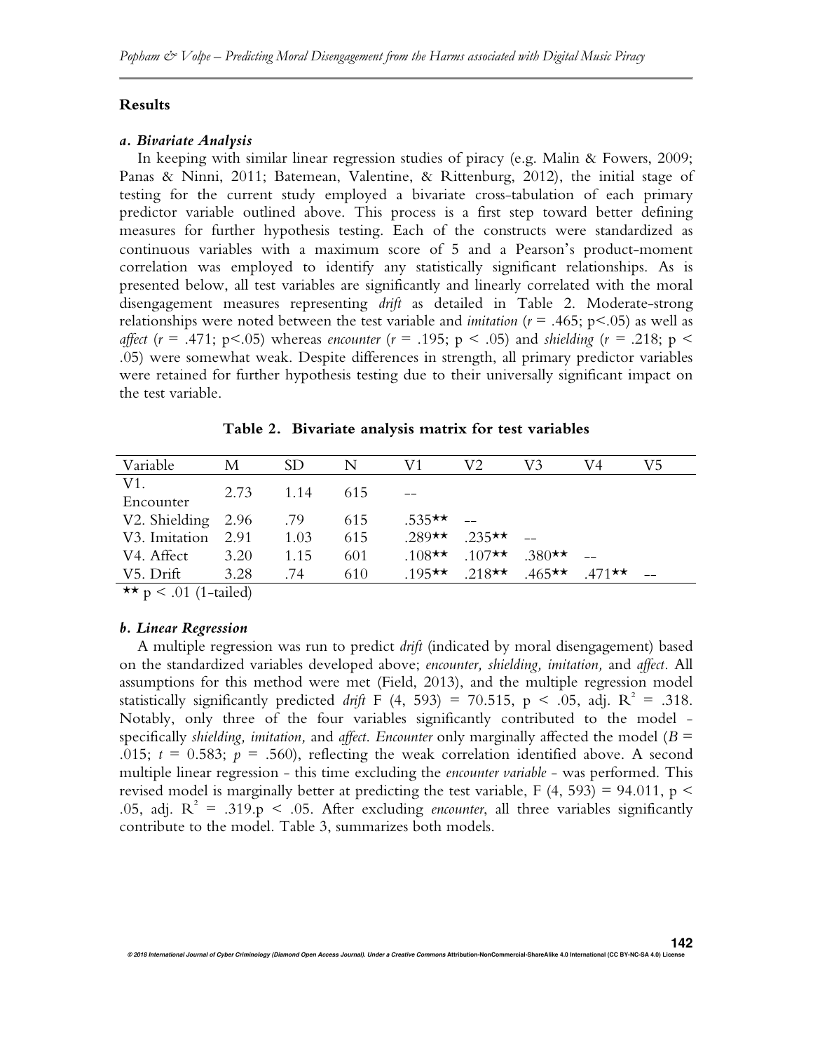## Results

### *a. Bivariate Analysis*

In keeping with similar linear regression studies of piracy (e.g. Malin & Fowers, 2009; Panas & Ninni, 2011; Batemean, Valentine, & Rittenburg, 2012), the initial stage of testing for the current study employed a bivariate cross-tabulation of each primary predictor variable outlined above. This process is a first step toward better defining measures for further hypothesis testing. Each of the constructs were standardized as continuous variables with a maximum score of 5 and a Pearson's product-moment correlation was employed to identify any statistically significant relationships. As is presented below, all test variables are significantly and linearly correlated with the moral disengagement measures representing *drift* as detailed in Table 2. Moderate-strong relationships were noted between the test variable and *imitation* ($r$ = .465; p<.05) as well as *affect* ($r$ = .471; p<.05) whereas *encounter* ($r$ = .195; p < .05) and *shielding* ($r$ = .218; p < .05) were somewhat weak. Despite differences in strength, all primary predictor variables were retained for further hypothesis testing due to their universally significant impact on the test variable.

**Table 2. Bivariate analysis matrix for test variables**

| Variable | M | SD | N | V1 | V2 | V3 | V4 | V5 |
|---|---|---|---|---|---|---|---|---|
| V1. Encounter | 2.73 | 1.14 | 615 | -- | | | | |
| V2. Shielding | 2.96 | .79 | 615 | .535** | -- | | | |
| V3. Imitation | 2.91 | 1.03 | 615 | .289** | .235** | -- | | |
| V4. Affect | 3.20 | 1.15 | 601 | .108** | .107** | .380** | -- | |
| V5. Drift | 3.28 | .74 | 610 | .195** | .218** | .465** | .471** | -- |

** p < .01 (1-tailed)

### *b. Linear Regression*

A multiple regression was run to predict *drift* (indicated by moral disengagement) based on the standardized variables developed above; *encounter, shielding, imitation,* and *affect*. All assumptions for this method were met (Field, 2013), and the multiple regression model statistically significantly predicted *drift* F (4, 593) = 70.515, p < .05, adj. $R^2$ = .318. Notably, only three of the four variables significantly contributed to the model - specifically *shielding, imitation,* and *affect*. *Encounter* only marginally affected the model ($B$ = .015; $t$ = 0.583; $p$ = .560), reflecting the weak correlation identified above. A second multiple linear regression - this time excluding the *encounter variable* - was performed. This revised model is marginally better at predicting the test variable, F (4, 593) = 94.011, p < .05, adj. $R^2$ = .319.p < .05. After excluding *encounter*, all three variables significantly contribute to the model. Table 3, summarizes both models.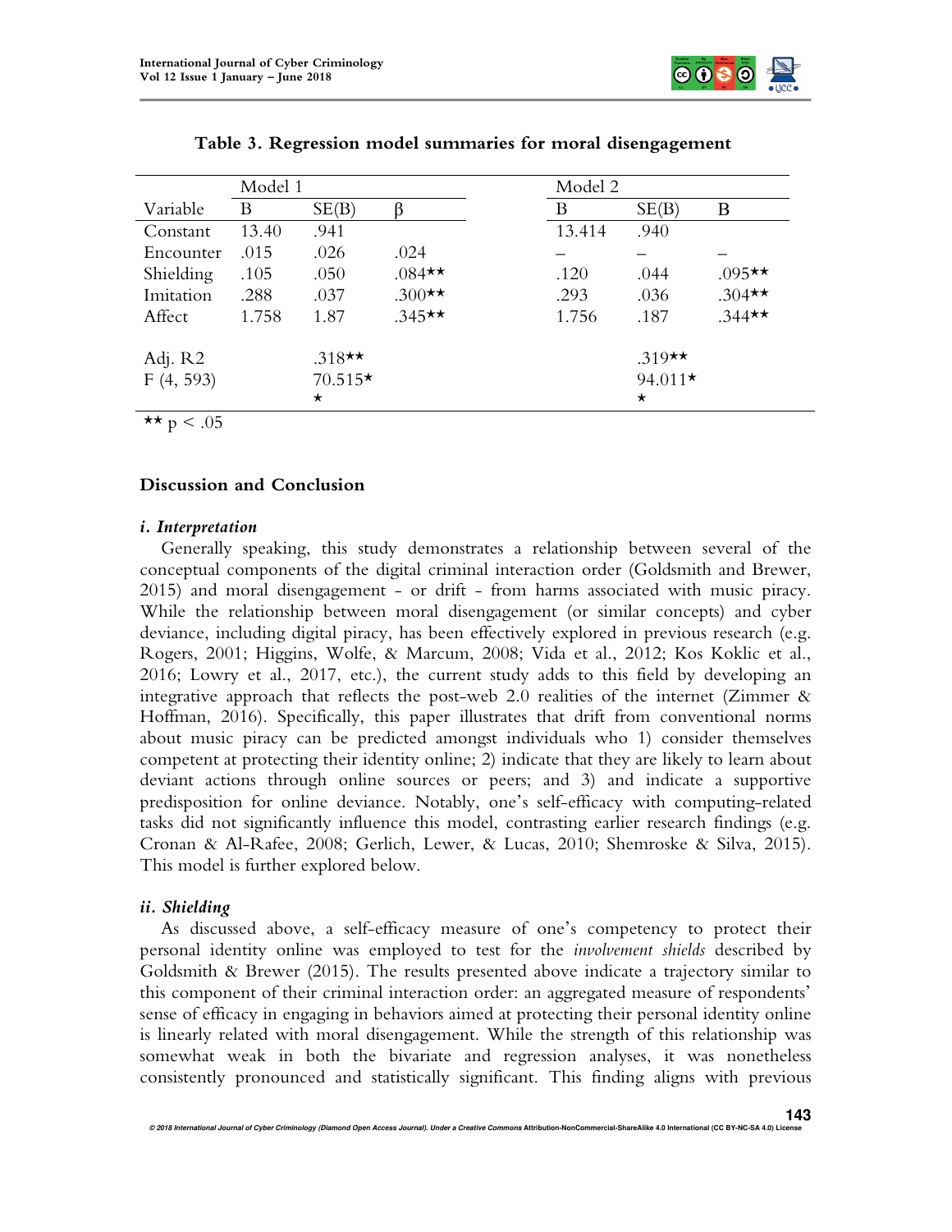**Table 3. Regression model summaries for moral disengagement**

| | Model 1 | | | Model 2 | | |
|---|---|---|---|---|---|---|
| Variable | B | SE(B) | β | B | SE(B) | Β |
| Constant | 13.40 | .941 | | 13.414 | .940 | |
| Encounter | .015 | .026 | .024 | – | – | – |
| Shielding | .105 | .050 | .084** | .120 | .044 | .095** |
| Imitation | .288 | .037 | .300** | .293 | .036 | .304** |
| Affect | 1.758 | 1.87 | .345** | 1.756 | .187 | .344** |
| Adj. R2 | | .318** | | | .319** | |
| F (4, 593) | | 70.515** | | | 94.011** | |

** $p < .05$

## Discussion and Conclusion

### *i. Interpretation*

Generally speaking, this study demonstrates a relationship between several of the conceptual components of the digital criminal interaction order (Goldsmith and Brewer, 2015) and moral disengagement - or drift - from harms associated with music piracy. While the relationship between moral disengagement (or similar concepts) and cyber deviance, including digital piracy, has been effectively explored in previous research (e.g. Rogers, 2001; Higgins, Wolfe, & Marcum, 2008; Vida et al., 2012; Kos Koklic et al., 2016; Lowry et al., 2017, etc.), the current study adds to this field by developing an integrative approach that reflects the post-web 2.0 realities of the internet (Zimmer & Hoffman, 2016). Specifically, this paper illustrates that drift from conventional norms about music piracy can be predicted amongst individuals who 1) consider themselves competent at protecting their identity online; 2) indicate that they are likely to learn about deviant actions through online sources or peers; and 3) and indicate a supportive predisposition for online deviance. Notably, one's self-efficacy with computing-related tasks did not significantly influence this model, contrasting earlier research findings (e.g. Cronan & Al-Rafee, 2008; Gerlich, Lewer, & Lucas, 2010; Shemroske & Silva, 2015). This model is further explored below.

### *ii. Shielding*

As discussed above, a self-efficacy measure of one's competency to protect their personal identity online was employed to test for the *involvement shields* described by Goldsmith & Brewer (2015). The results presented above indicate a trajectory similar to this component of their criminal interaction order: an aggregated measure of respondents' sense of efficacy in engaging in behaviors aimed at protecting their personal identity online is linearly related with moral disengagement. While the strength of this relationship was somewhat weak in both the bivariate and regression analyses, it was nonetheless consistently pronounced and statistically significant. This finding aligns with previous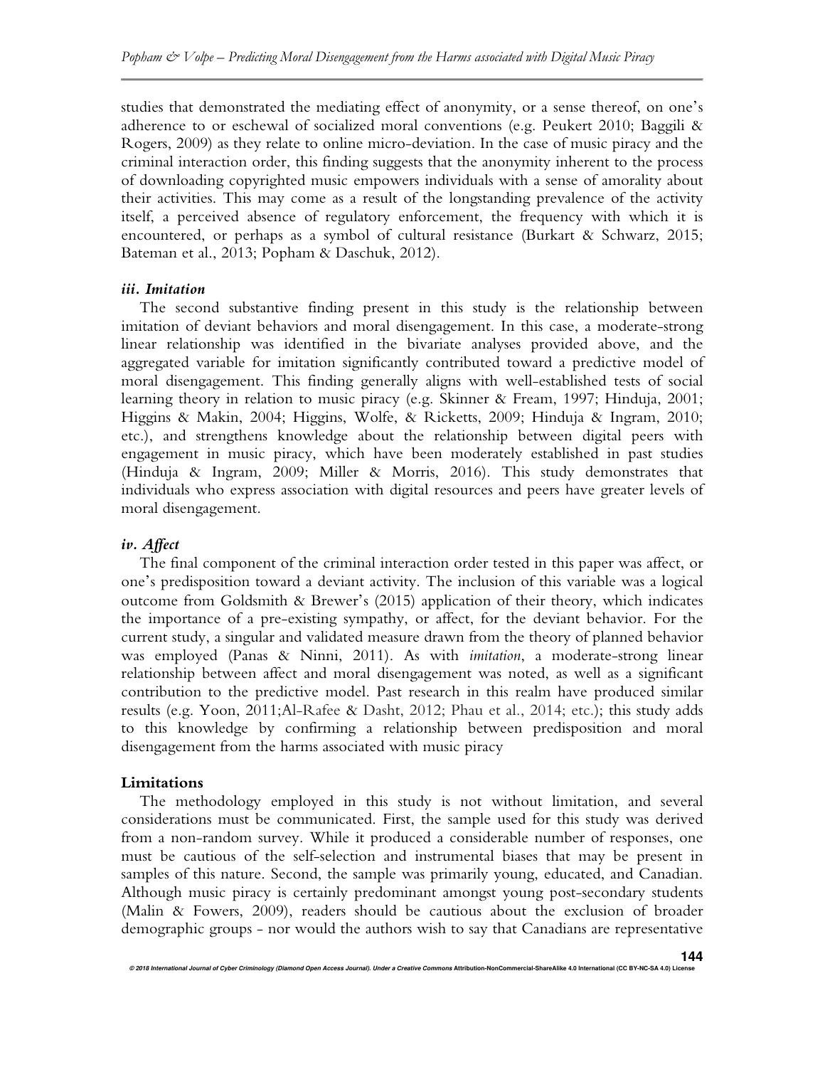studies that demonstrated the mediating effect of anonymity, or a sense thereof, on one's adherence to or eschewal of socialized moral conventions (e.g. Peukert 2010; Baggili & Rogers, 2009) as they relate to online micro-deviation. In the case of music piracy and the criminal interaction order, this finding suggests that the anonymity inherent to the process of downloading copyrighted music empowers individuals with a sense of amorality about their activities. This may come as a result of the longstanding prevalence of the activity itself, a perceived absence of regulatory enforcement, the frequency with which it is encountered, or perhaps as a symbol of cultural resistance (Burkart & Schwarz, 2015; Bateman et al., 2013; Popham & Daschuk, 2012).

#### *iii. Imitation*

The second substantive finding present in this study is the relationship between imitation of deviant behaviors and moral disengagement. In this case, a moderate-strong linear relationship was identified in the bivariate analyses provided above, and the aggregated variable for imitation significantly contributed toward a predictive model of moral disengagement. This finding generally aligns with well-established tests of social learning theory in relation to music piracy (e.g. Skinner & Fream, 1997; Hinduja, 2001; Higgins & Makin, 2004; Higgins, Wolfe, & Ricketts, 2009; Hinduja & Ingram, 2010; etc.), and strengthens knowledge about the relationship between digital peers with engagement in music piracy, which have been moderately established in past studies (Hinduja & Ingram, 2009; Miller & Morris, 2016). This study demonstrates that individuals who express association with digital resources and peers have greater levels of moral disengagement.

#### *iv. Affect*

The final component of the criminal interaction order tested in this paper was affect, or one's predisposition toward a deviant activity. The inclusion of this variable was a logical outcome from Goldsmith & Brewer's (2015) application of their theory, which indicates the importance of a pre-existing sympathy, or affect, for the deviant behavior. For the current study, a singular and validated measure drawn from the theory of planned behavior was employed (Panas & Ninni, 2011). As with *imitation*, a moderate-strong linear relationship between affect and moral disengagement was noted, as well as a significant contribution to the predictive model. Past research in this realm have produced similar results (e.g. Yoon, 2011;Al-Rafee & Dasht, 2012; Phau et al., 2014; etc.); this study adds to this knowledge by confirming a relationship between predisposition and moral disengagement from the harms associated with music piracy

### Limitations

The methodology employed in this study is not without limitation, and several considerations must be communicated. First, the sample used for this study was derived from a non-random survey. While it produced a considerable number of responses, one must be cautious of the self-selection and instrumental biases that may be present in samples of this nature. Second, the sample was primarily young, educated, and Canadian. Although music piracy is certainly predominant amongst young post-secondary students (Malin & Fowers, 2009), readers should be cautious about the exclusion of broader demographic groups - nor would the authors wish to say that Canadians are representative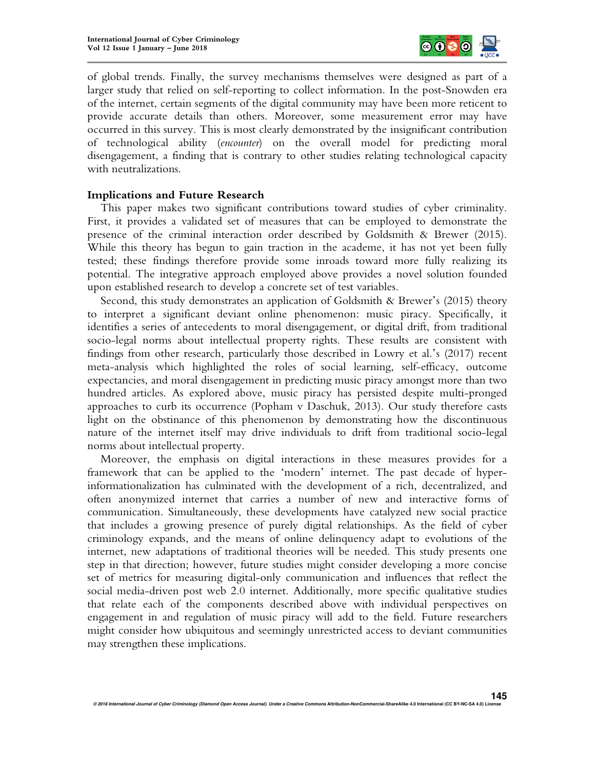of global trends. Finally, the survey mechanisms themselves were designed as part of a larger study that relied on self-reporting to collect information. In the post-Snowden era of the internet, certain segments of the digital community may have been more reticent to provide accurate details than others. Moreover, some measurement error may have occurred in this survey. This is most clearly demonstrated by the insignificant contribution of technological ability (*encounter*) on the overall model for predicting moral disengagement, a finding that is contrary to other studies relating technological capacity with neutralizations.

### Implications and Future Research

This paper makes two significant contributions toward studies of cyber criminality. First, it provides a validated set of measures that can be employed to demonstrate the presence of the criminal interaction order described by Goldsmith & Brewer (2015). While this theory has begun to gain traction in the academe, it has not yet been fully tested; these findings therefore provide some inroads toward more fully realizing its potential. The integrative approach employed above provides a novel solution founded upon established research to develop a concrete set of test variables.

Second, this study demonstrates an application of Goldsmith & Brewer's (2015) theory to interpret a significant deviant online phenomenon: music piracy. Specifically, it identifies a series of antecedents to moral disengagement, or digital drift, from traditional socio-legal norms about intellectual property rights. These results are consistent with findings from other research, particularly those described in Lowry et al.'s (2017) recent meta-analysis which highlighted the roles of social learning, self-efficacy, outcome expectancies, and moral disengagement in predicting music piracy amongst more than two hundred articles. As explored above, music piracy has persisted despite multi-pronged approaches to curb its occurrence (Popham v Daschuk, 2013). Our study therefore casts light on the obstinance of this phenomenon by demonstrating how the discontinuous nature of the internet itself may drive individuals to drift from traditional socio-legal norms about intellectual property.

Moreover, the emphasis on digital interactions in these measures provides for a framework that can be applied to the 'modern' internet. The past decade of hyper-informationalization has culminated with the development of a rich, decentralized, and often anonymized internet that carries a number of new and interactive forms of communication. Simultaneously, these developments have catalyzed new social practice that includes a growing presence of purely digital relationships. As the field of cyber criminology expands, and the means of online delinquency adapt to evolutions of the internet, new adaptations of traditional theories will be needed. This study presents one step in that direction; however, future studies might consider developing a more concise set of metrics for measuring digital-only communication and influences that reflect the social media-driven post web 2.0 internet. Additionally, more specific qualitative studies that relate each of the components described above with individual perspectives on engagement in and regulation of music piracy will add to the field. Future researchers might consider how ubiquitous and seemingly unrestricted access to deviant communities may strengthen these implications.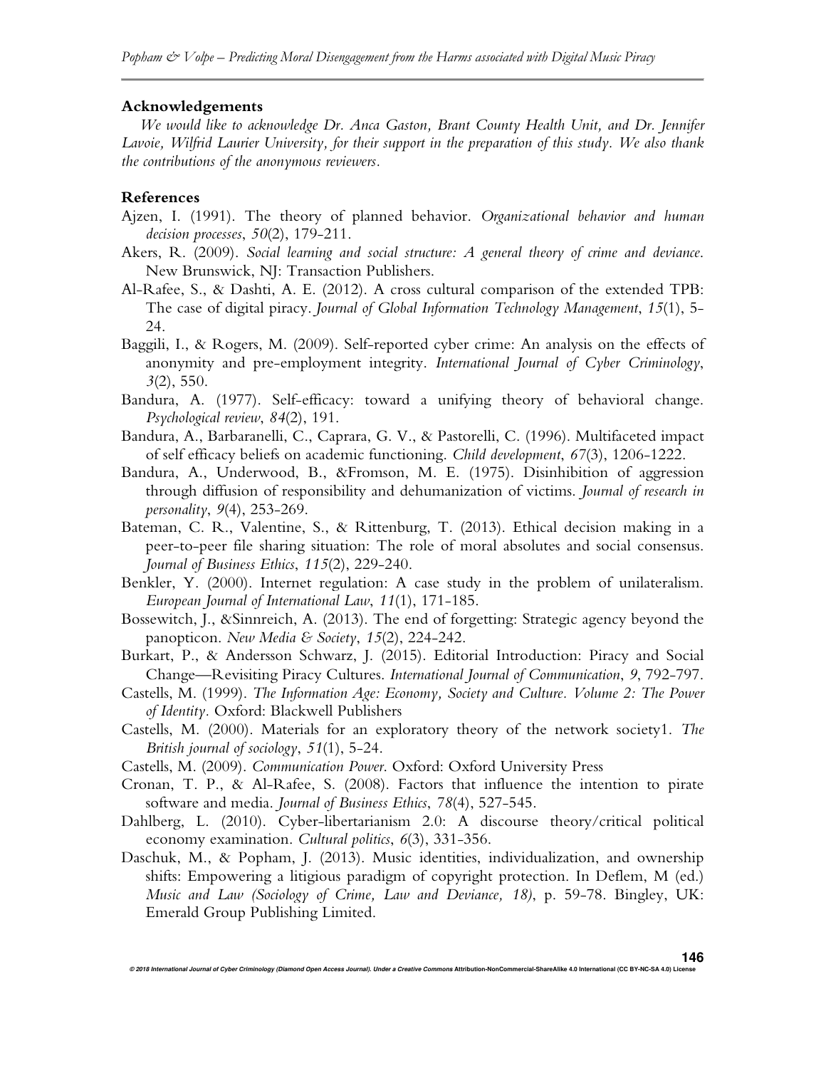## Acknowledgements

*We would like to acknowledge Dr. Anca Gaston, Brant County Health Unit, and Dr. Jennifer Lavoie, Wilfrid Laurier University, for their support in the preparation of this study. We also thank the contributions of the anonymous reviewers.*

## References

Ajzen, I. (1991). The theory of planned behavior. *Organizational behavior and human decision processes*, *50*(2), 179-211.

Akers, R. (2009). *Social learning and social structure: A general theory of crime and deviance*. New Brunswick, NJ: Transaction Publishers.

Al-Rafee, S., & Dashti, A. E. (2012). A cross cultural comparison of the extended TPB: The case of digital piracy. *Journal of Global Information Technology Management*, *15*(1), 5-24.

Baggili, I., & Rogers, M. (2009). Self-reported cyber crime: An analysis on the effects of anonymity and pre-employment integrity. *International Journal of Cyber Criminology*, *3*(2), 550.

Bandura, A. (1977). Self-efficacy: toward a unifying theory of behavioral change. *Psychological review*, *84*(2), 191.

Bandura, A., Barbaranelli, C., Caprara, G. V., & Pastorelli, C. (1996). Multifaceted impact of self efficacy beliefs on academic functioning. *Child development*, *67*(3), 1206-1222.

Bandura, A., Underwood, B., &Fromson, M. E. (1975). Disinhibition of aggression through diffusion of responsibility and dehumanization of victims. *Journal of research in personality*, *9*(4), 253-269.

Bateman, C. R., Valentine, S., & Rittenburg, T. (2013). Ethical decision making in a peer-to-peer file sharing situation: The role of moral absolutes and social consensus. *Journal of Business Ethics*, *115*(2), 229-240.

Benkler, Y. (2000). Internet regulation: A case study in the problem of unilateralism. *European Journal of International Law*, *11*(1), 171-185.

Bossewitch, J., &Sinnreich, A. (2013). The end of forgetting: Strategic agency beyond the panopticon. *New Media & Society*, *15*(2), 224-242.

Burkart, P., & Andersson Schwarz, J. (2015). Editorial Introduction: Piracy and Social Change—Revisiting Piracy Cultures. *International Journal of Communication*, *9*, 792-797.

Castells, M. (1999). *The Information Age: Economy, Society and Culture. Volume 2: The Power of Identity*. Oxford: Blackwell Publishers

Castells, M. (2000). Materials for an exploratory theory of the network society1. *The British journal of sociology*, *51*(1), 5-24.

Castells, M. (2009). *Communication Power*. Oxford: Oxford University Press

Cronan, T. P., & Al-Rafee, S. (2008). Factors that influence the intention to pirate software and media. *Journal of Business Ethics*, *78*(4), 527-545.

Dahlberg, L. (2010). Cyber-libertarianism 2.0: A discourse theory/critical political economy examination. *Cultural politics*, *6*(3), 331-356.

Daschuk, M., & Popham, J. (2013). Music identities, individualization, and ownership shifts: Empowering a litigious paradigm of copyright protection. In Deflem, M (ed.) *Music and Law (Sociology of Crime, Law and Deviance, 18)*, p. 59-78. Bingley, UK: Emerald Group Publishing Limited.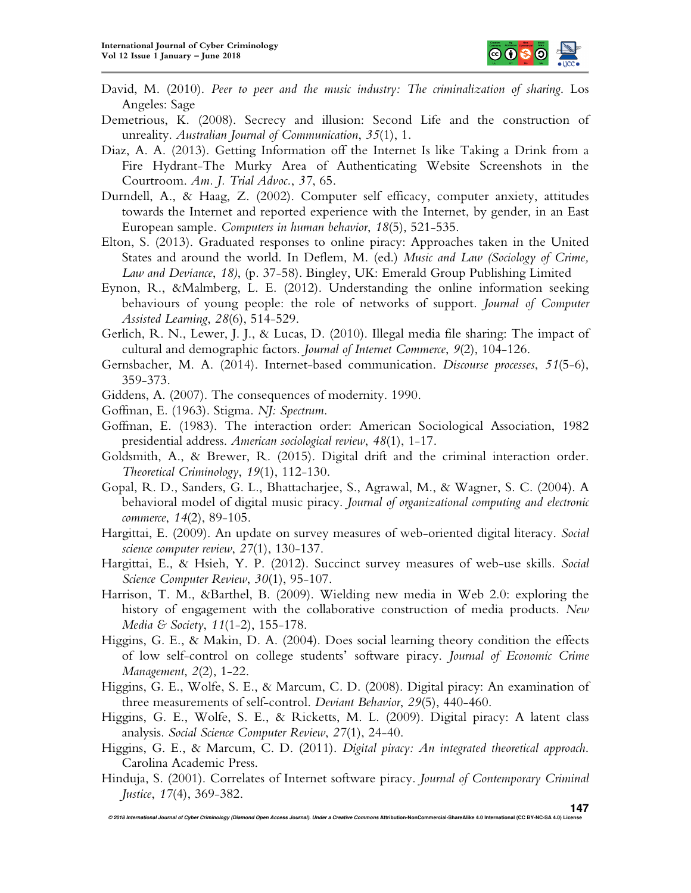David, M. (2010). *Peer to peer and the music industry: The criminalization of sharing*. Los Angeles: Sage

Demetrious, K. (2008). Secrecy and illusion: Second Life and the construction of unreality. *Australian Journal of Communication*, *35*(1), 1.

Diaz, A. A. (2013). Getting Information off the Internet Is like Taking a Drink from a Fire Hydrant-The Murky Area of Authenticating Website Screenshots in the Courtroom. *Am. J. Trial Advoc.*, *37*, 65.

Durndell, A., & Haag, Z. (2002). Computer self efficacy, computer anxiety, attitudes towards the Internet and reported experience with the Internet, by gender, in an East European sample. *Computers in human behavior*, *18*(5), 521-535.

Elton, S. (2013). Graduated responses to online piracy: Approaches taken in the United States and around the world. In Deflem, M. (ed.) *Music and Law (Sociology of Crime, Law and Deviance, 18)*, (p. 37-58). Bingley, UK: Emerald Group Publishing Limited

Eynon, R., &Malmberg, L. E. (2012). Understanding the online information seeking behaviours of young people: the role of networks of support. *Journal of Computer Assisted Learning*, *28*(6), 514-529.

Gerlich, R. N., Lewer, J. J., & Lucas, D. (2010). Illegal media file sharing: The impact of cultural and demographic factors. *Journal of Internet Commerce*, *9*(2), 104-126.

Gernsbacher, M. A. (2014). Internet-based communication. *Discourse processes*, *51*(5-6), 359-373.

Giddens, A. (2007). The consequences of modernity. 1990.

Goffman, E. (1963). Stigma. *NJ: Spectrum*.

Goffman, E. (1983). The interaction order: American Sociological Association, 1982 presidential address. *American sociological review*, *48*(1), 1-17.

Goldsmith, A., & Brewer, R. (2015). Digital drift and the criminal interaction order. *Theoretical Criminology*, *19*(1), 112-130.

Gopal, R. D., Sanders, G. L., Bhattacharjee, S., Agrawal, M., & Wagner, S. C. (2004). A behavioral model of digital music piracy. *Journal of organizational computing and electronic commerce*, *14*(2), 89-105.

Hargittai, E. (2009). An update on survey measures of web-oriented digital literacy. *Social science computer review*, *27*(1), 130-137.

Hargittai, E., & Hsieh, Y. P. (2012). Succinct survey measures of web-use skills. *Social Science Computer Review*, *30*(1), 95-107.

Harrison, T. M., &Barthel, B. (2009). Wielding new media in Web 2.0: exploring the history of engagement with the collaborative construction of media products. *New Media & Society*, *11*(1-2), 155-178.

Higgins, G. E., & Makin, D. A. (2004). Does social learning theory condition the effects of low self-control on college students' software piracy. *Journal of Economic Crime Management*, *2*(2), 1-22.

Higgins, G. E., Wolfe, S. E., & Marcum, C. D. (2008). Digital piracy: An examination of three measurements of self-control. *Deviant Behavior*, *29*(5), 440-460.

Higgins, G. E., Wolfe, S. E., & Ricketts, M. L. (2009). Digital piracy: A latent class analysis. *Social Science Computer Review*, *27*(1), 24-40.

Higgins, G. E., & Marcum, C. D. (2011). *Digital piracy: An integrated theoretical approach*. Carolina Academic Press.

Hinduja, S. (2001). Correlates of Internet software piracy. *Journal of Contemporary Criminal Justice*, *17*(4), 369-382.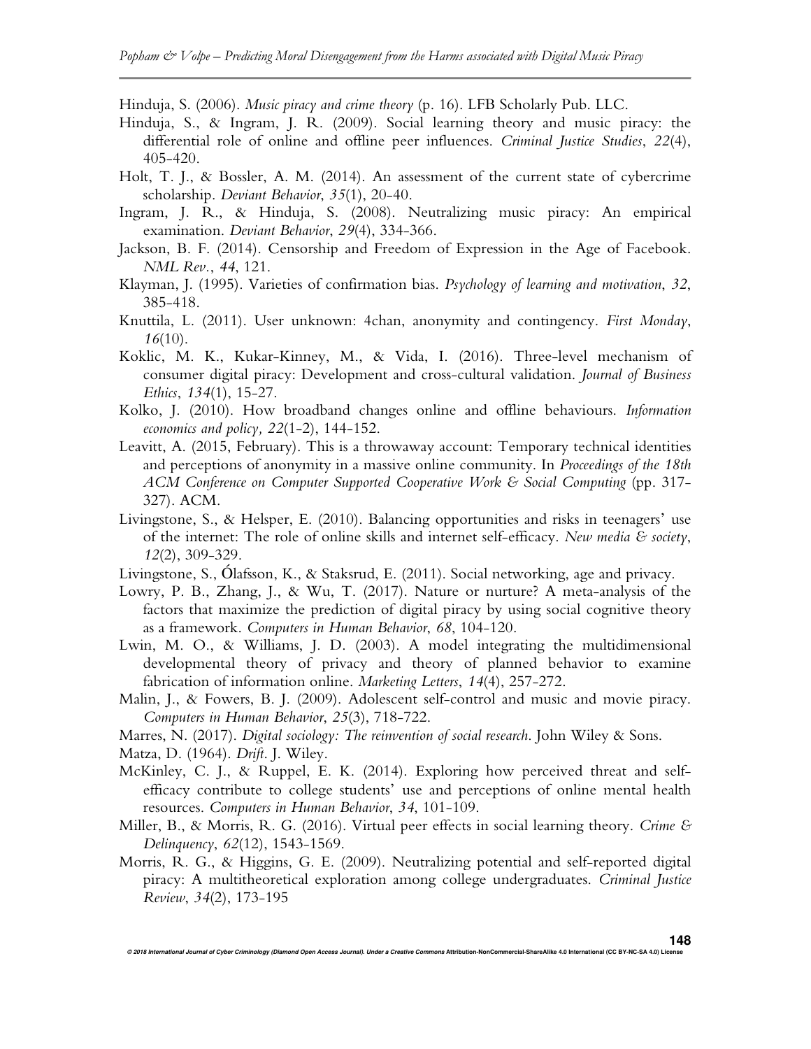Hinduja, S. (2006). *Music piracy and crime theory* (p. 16). LFB Scholarly Pub. LLC.

Hinduja, S., & Ingram, J. R. (2009). Social learning theory and music piracy: the differential role of online and offline peer influences. *Criminal Justice Studies*, *22*(4), 405-420.

Holt, T. J., & Bossler, A. M. (2014). An assessment of the current state of cybercrime scholarship. *Deviant Behavior*, *35*(1), 20-40.

Ingram, J. R., & Hinduja, S. (2008). Neutralizing music piracy: An empirical examination. *Deviant Behavior*, *29*(4), 334-366.

Jackson, B. F. (2014). Censorship and Freedom of Expression in the Age of Facebook. *NML Rev.*, *44*, 121.

Klayman, J. (1995). Varieties of confirmation bias. *Psychology of learning and motivation*, *32*, 385-418.

Knuttila, L. (2011). User unknown: 4chan, anonymity and contingency. *First Monday*, *16*(10).

Koklic, M. K., Kukar-Kinney, M., & Vida, I. (2016). Three-level mechanism of consumer digital piracy: Development and cross-cultural validation. *Journal of Business Ethics*, *134*(1), 15-27.

Kolko, J. (2010). How broadband changes online and offline behaviours. *Information economics and policy, 22*(1-2), 144-152.

Leavitt, A. (2015, February). This is a throwaway account: Temporary technical identities and perceptions of anonymity in a massive online community. In *Proceedings of the 18th ACM Conference on Computer Supported Cooperative Work & Social Computing* (pp. 317-327). ACM.

Livingstone, S., & Helsper, E. (2010). Balancing opportunities and risks in teenagers' use of the internet: The role of online skills and internet self-efficacy. *New media & society*, *12*(2), 309-329.

Livingstone, S., Ólafsson, K., & Staksrud, E. (2011). Social networking, age and privacy.

Lowry, P. B., Zhang, J., & Wu, T. (2017). Nature or nurture? A meta-analysis of the factors that maximize the prediction of digital piracy by using social cognitive theory as a framework. *Computers in Human Behavior*, *68*, 104-120.

Lwin, M. O., & Williams, J. D. (2003). A model integrating the multidimensional developmental theory of privacy and theory of planned behavior to examine fabrication of information online. *Marketing Letters*, *14*(4), 257-272.

Malin, J., & Fowers, B. J. (2009). Adolescent self-control and music and movie piracy. *Computers in Human Behavior*, *25*(3), 718-722.

Marres, N. (2017). *Digital sociology: The reinvention of social research*. John Wiley & Sons.

Matza, D. (1964). *Drift*. J. Wiley.

McKinley, C. J., & Ruppel, E. K. (2014). Exploring how perceived threat and self-efficacy contribute to college students' use and perceptions of online mental health resources. *Computers in Human Behavior*, *34*, 101-109.

Miller, B., & Morris, R. G. (2016). Virtual peer effects in social learning theory. *Crime & Delinquency*, *62*(12), 1543-1569.

Morris, R. G., & Higgins, G. E. (2009). Neutralizing potential and self-reported digital piracy: A multitheoretical exploration among college undergraduates. *Criminal Justice Review*, *34*(2), 173-195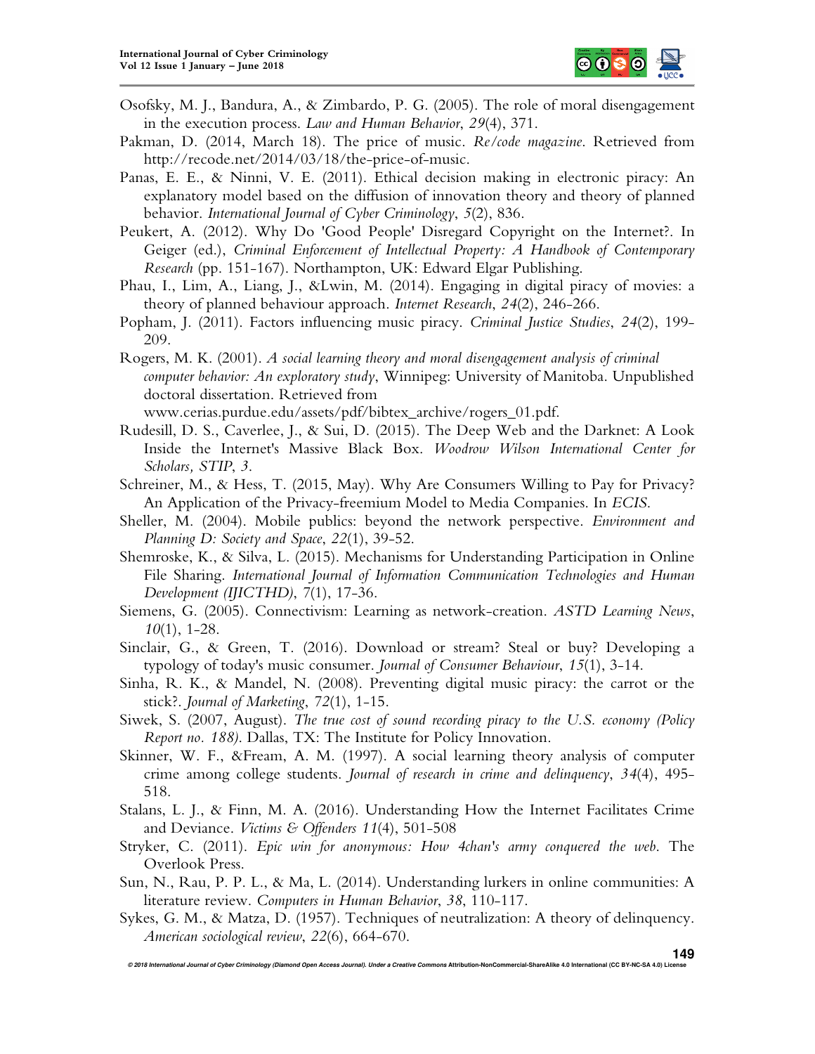Osofsky, M. J., Bandura, A., & Zimbardo, P. G. (2005). The role of moral disengagement in the execution process. *Law and Human Behavior*, *29*(4), 371.

Pakman, D. (2014, March 18). The price of music. *Re/code magazine*. Retrieved from http://recode.net/2014/03/18/the-price-of-music.

Panas, E. E., & Ninni, V. E. (2011). Ethical decision making in electronic piracy: An explanatory model based on the diffusion of innovation theory and theory of planned behavior. *International Journal of Cyber Criminology*, *5*(2), 836.

Peukert, A. (2012). Why Do 'Good People' Disregard Copyright on the Internet?. In Geiger (ed.), *Criminal Enforcement of Intellectual Property: A Handbook of Contemporary Research* (pp. 151-167). Northampton, UK: Edward Elgar Publishing.

Phau, I., Lim, A., Liang, J., &Lwin, M. (2014). Engaging in digital piracy of movies: a theory of planned behaviour approach. *Internet Research*, *24*(2), 246-266.

Popham, J. (2011). Factors influencing music piracy. *Criminal Justice Studies*, *24*(2), 199-209.

Rogers, M. K. (2001). *A social learning theory and moral disengagement analysis of criminal computer behavior: An exploratory study*, Winnipeg: University of Manitoba. Unpublished doctoral dissertation. Retrieved from www.cerias.purdue.edu/assets/pdf/bibtex_archive/rogers_01.pdf.

Rudesill, D. S., Caverlee, J., & Sui, D. (2015). The Deep Web and the Darknet: A Look Inside the Internet's Massive Black Box. *Woodrow Wilson International Center for Scholars, STIP*, *3*.

Schreiner, M., & Hess, T. (2015, May). Why Are Consumers Willing to Pay for Privacy? An Application of the Privacy-freemium Model to Media Companies. In *ECIS*.

Sheller, M. (2004). Mobile publics: beyond the network perspective. *Environment and Planning D: Society and Space*, *22*(1), 39-52.

Shemroske, K., & Silva, L. (2015). Mechanisms for Understanding Participation in Online File Sharing. *International Journal of Information Communication Technologies and Human Development (IJICTHD)*, *7*(1), 17-36.

Siemens, G. (2005). Connectivism: Learning as network-creation. *ASTD Learning News*, *10*(1), 1-28.

Sinclair, G., & Green, T. (2016). Download or stream? Steal or buy? Developing a typology of today's music consumer. *Journal of Consumer Behaviour*, *15*(1), 3-14.

Sinha, R. K., & Mandel, N. (2008). Preventing digital music piracy: the carrot or the stick?. *Journal of Marketing*, *72*(1), 1-15.

Siwek, S. (2007, August). *The true cost of sound recording piracy to the U.S. economy (Policy Report no. 188)*. Dallas, TX: The Institute for Policy Innovation.

Skinner, W. F., &Fream, A. M. (1997). A social learning theory analysis of computer crime among college students. *Journal of research in crime and delinquency*, *34*(4), 495-518.

Stalans, L. J., & Finn, M. A. (2016). Understanding How the Internet Facilitates Crime and Deviance. *Victims & Offenders 11*(4), 501-508

Stryker, C. (2011). *Epic win for anonymous: How 4chan's army conquered the web*. The Overlook Press.

Sun, N., Rau, P. P. L., & Ma, L. (2014). Understanding lurkers in online communities: A literature review. *Computers in Human Behavior*, *38*, 110-117.

Sykes, G. M., & Matza, D. (1957). Techniques of neutralization: A theory of delinquency. *American sociological review*, *22*(6), 664-670.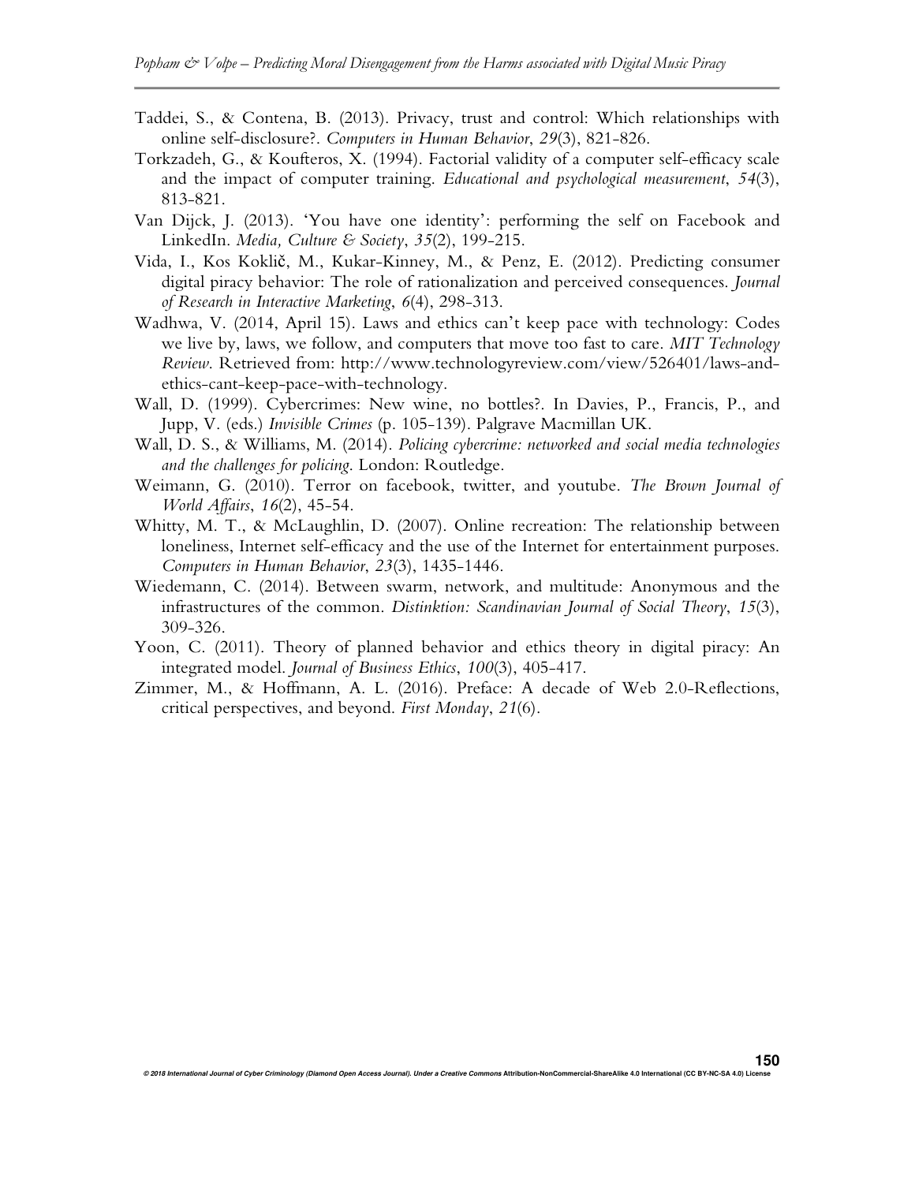Taddei, S., & Contena, B. (2013). Privacy, trust and control: Which relationships with online self-disclosure?. *Computers in Human Behavior*, *29*(3), 821-826.

Torkzadeh, G., & Koufteros, X. (1994). Factorial validity of a computer self-efficacy scale and the impact of computer training. *Educational and psychological measurement*, *54*(3), 813-821.

Van Dijck, J. (2013). 'You have one identity': performing the self on Facebook and LinkedIn. *Media, Culture & Society*, *35*(2), 199-215.

Vida, I., Kos Koklič, M., Kukar-Kinney, M., & Penz, E. (2012). Predicting consumer digital piracy behavior: The role of rationalization and perceived consequences. *Journal of Research in Interactive Marketing*, *6*(4), 298-313.

Wadhwa, V. (2014, April 15). Laws and ethics can't keep pace with technology: Codes we live by, laws, we follow, and computers that move too fast to care. *MIT Technology Review*. Retrieved from: http://www.technologyreview.com/view/526401/laws-and-ethics-cant-keep-pace-with-technology.

Wall, D. (1999). Cybercrimes: New wine, no bottles?. In Davies, P., Francis, P., and Jupp, V. (eds.) *Invisible Crimes* (p. 105-139). Palgrave Macmillan UK.

Wall, D. S., & Williams, M. (2014). *Policing cybercrime: networked and social media technologies and the challenges for policing*. London: Routledge.

Weimann, G. (2010). Terror on facebook, twitter, and youtube. *The Brown Journal of World Affairs*, *16*(2), 45-54.

Whitty, M. T., & McLaughlin, D. (2007). Online recreation: The relationship between loneliness, Internet self-efficacy and the use of the Internet for entertainment purposes. *Computers in Human Behavior*, *23*(3), 1435-1446.

Wiedemann, C. (2014). Between swarm, network, and multitude: Anonymous and the infrastructures of the common. *Distinktion: Scandinavian Journal of Social Theory*, *15*(3), 309-326.

Yoon, C. (2011). Theory of planned behavior and ethics theory in digital piracy: An integrated model. *Journal of Business Ethics*, *100*(3), 405-417.

Zimmer, M., & Hoffmann, A. L. (2016). Preface: A decade of Web 2.0-Reflections, critical perspectives, and beyond. *First Monday*, *21*(6).